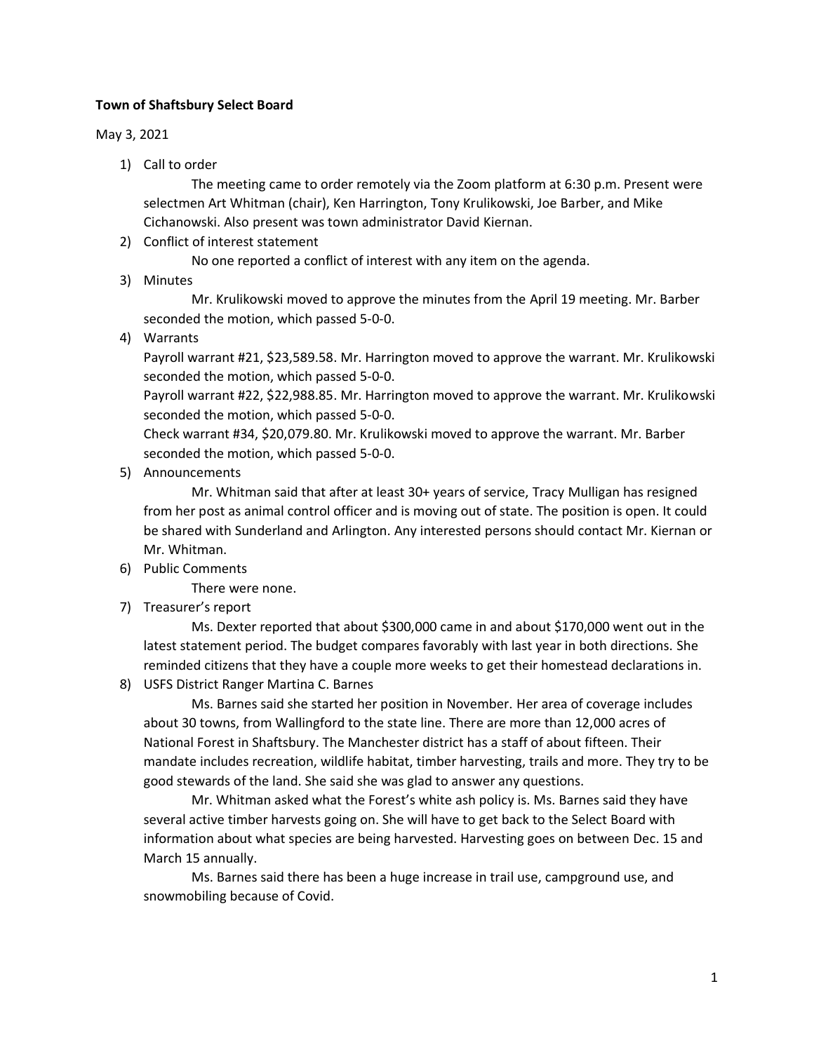**Town of Shaftsbury Select Board**

May 3, 2021

1) Call to order

   The meeting came to order remotely via the Zoom platform at 6:30 p.m. Present were selectmen Art Whitman (chair), Ken Harrington, Tony Krulikowski, Joe Barber, and Mike Cichanowski. Also present was town administrator David Kiernan.

2) Conflict of interest statement

   No one reported a conflict of interest with any item on the agenda.

3) Minutes

   Mr. Krulikowski moved to approve the minutes from the April 19 meeting. Mr. Barber seconded the motion, which passed 5-0-0.

4) Warrants

   Payroll warrant #21, $23,589.58. Mr. Harrington moved to approve the warrant. Mr. Krulikowski seconded the motion, which passed 5-0-0.
   Payroll warrant #22, $22,988.85. Mr. Harrington moved to approve the warrant. Mr. Krulikowski seconded the motion, which passed 5-0-0.
   Check warrant #34, $20,079.80. Mr. Krulikowski moved to approve the warrant. Mr. Barber seconded the motion, which passed 5-0-0.

5) Announcements

   Mr. Whitman said that after at least 30+ years of service, Tracy Mulligan has resigned from her post as animal control officer and is moving out of state. The position is open. It could be shared with Sunderland and Arlington. Any interested persons should contact Mr. Kiernan or Mr. Whitman.

6) Public Comments

   There were none.

7) Treasurer's report

   Ms. Dexter reported that about $300,000 came in and about $170,000 went out in the latest statement period. The budget compares favorably with last year in both directions. She reminded citizens that they have a couple more weeks to get their homestead declarations in.

8) USFS District Ranger Martina C. Barnes

   Ms. Barnes said she started her position in November. Her area of coverage includes about 30 towns, from Wallingford to the state line. There are more than 12,000 acres of National Forest in Shaftsbury. The Manchester district has a staff of about fifteen. Their mandate includes recreation, wildlife habitat, timber harvesting, trails and more. They try to be good stewards of the land. She said she was glad to answer any questions.

   Mr. Whitman asked what the Forest's white ash policy is. Ms. Barnes said they have several active timber harvests going on. She will have to get back to the Select Board with information about what species are being harvested. Harvesting goes on between Dec. 15 and March 15 annually.

   Ms. Barnes said there has been a huge increase in trail use, campground use, and snowmobiling because of Covid.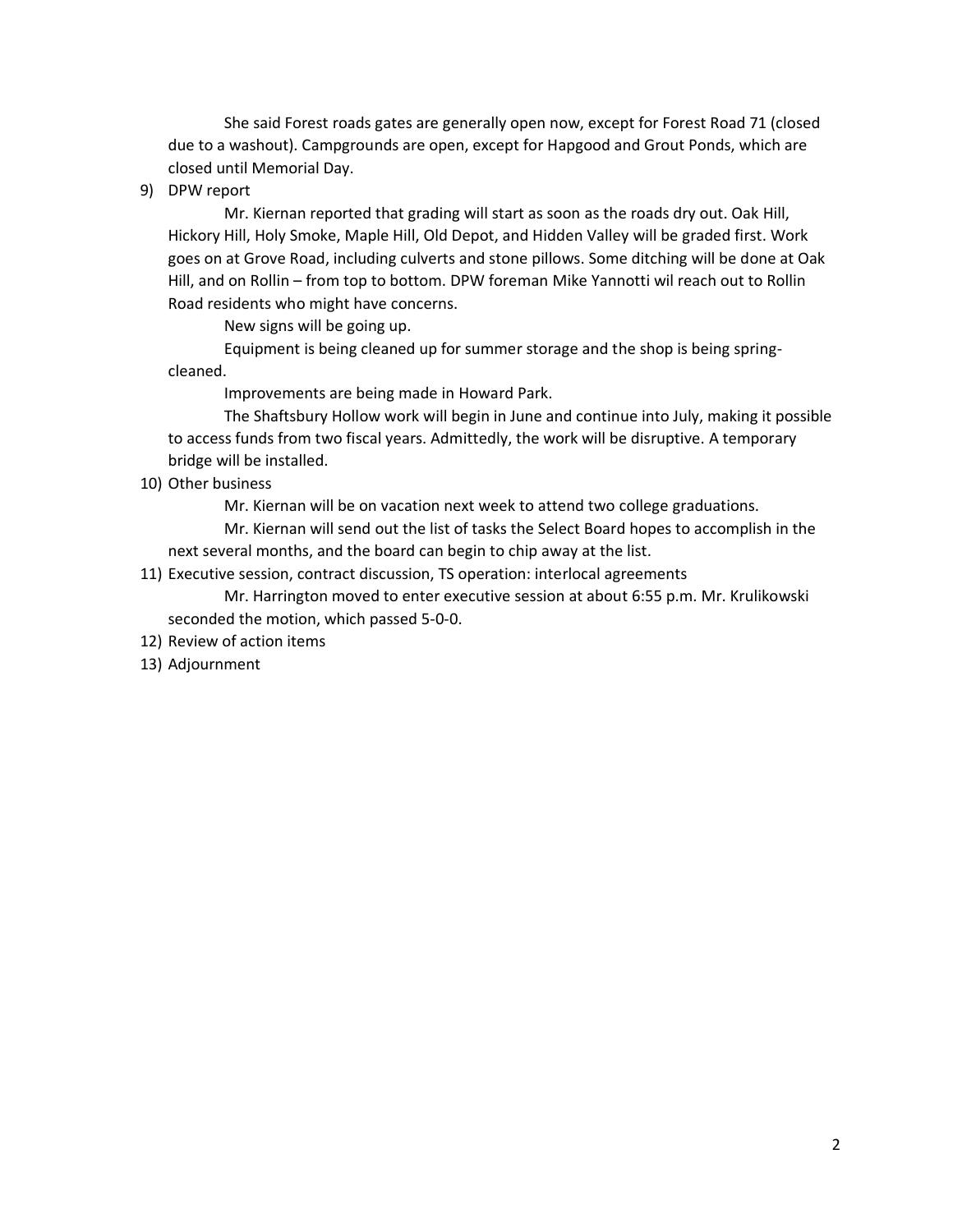She said Forest roads gates are generally open now, except for Forest Road 71 (closed due to a washout). Campgrounds are open, except for Hapgood and Grout Ponds, which are closed until Memorial Day.

9) DPW report

Mr. Kiernan reported that grading will start as soon as the roads dry out. Oak Hill, Hickory Hill, Holy Smoke, Maple Hill, Old Depot, and Hidden Valley will be graded first. Work goes on at Grove Road, including culverts and stone pillows. Some ditching will be done at Oak Hill, and on Rollin – from top to bottom. DPW foreman Mike Yannotti wil reach out to Rollin Road residents who might have concerns.

New signs will be going up.

Equipment is being cleaned up for summer storage and the shop is being spring-cleaned.

Improvements are being made in Howard Park.

The Shaftsbury Hollow work will begin in June and continue into July, making it possible to access funds from two fiscal years. Admittedly, the work will be disruptive. A temporary bridge will be installed.

10) Other business

Mr. Kiernan will be on vacation next week to attend two college graduations.

Mr. Kiernan will send out the list of tasks the Select Board hopes to accomplish in the next several months, and the board can begin to chip away at the list.

11) Executive session, contract discussion, TS operation: interlocal agreements

Mr. Harrington moved to enter executive session at about 6:55 p.m. Mr. Krulikowski seconded the motion, which passed 5-0-0.

12) Review of action items

13) Adjournment